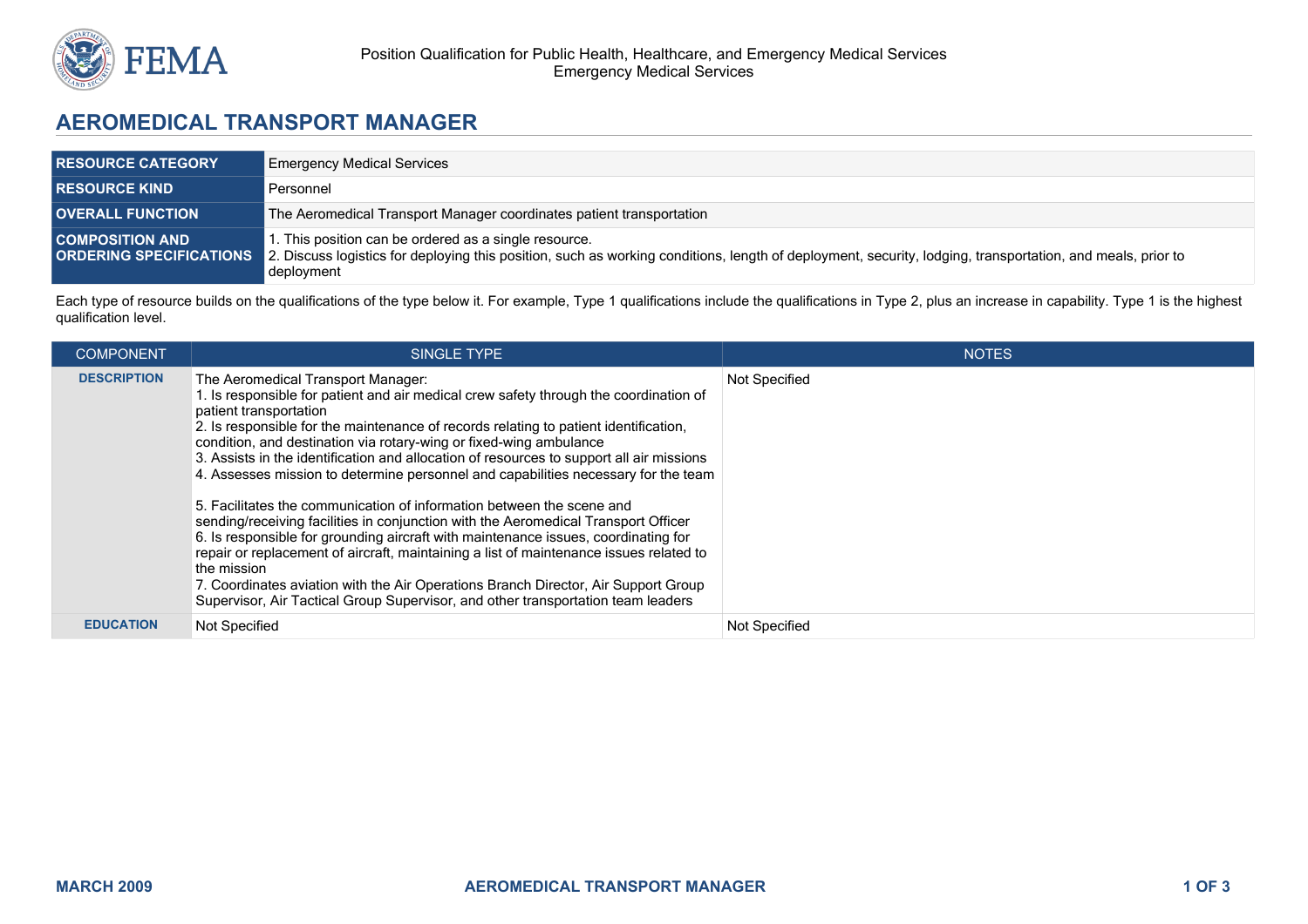Position Qualification for Public Health, Healthcare, and Emergency Medical Services
Emergency Medical Services

# AEROMEDICAL TRANSPORT MANAGER

| | |
|---|---|
| **RESOURCE CATEGORY** | Emergency Medical Services |
| **RESOURCE KIND** | Personnel |
| **OVERALL FUNCTION** | The Aeromedical Transport Manager coordinates patient transportation |
| **COMPOSITION AND ORDERING SPECIFICATIONS** | 1. This position can be ordered as a single resource.<br>2. Discuss logistics for deploying this position, such as working conditions, length of deployment, security, lodging, transportation, and meals, prior to deployment |

Each type of resource builds on the qualifications of the type below it. For example, Type 1 qualifications include the qualifications in Type 2, plus an increase in capability. Type 1 is the highest qualification level.

| COMPONENT | SINGLE TYPE | NOTES |
|---|---|---|
| **DESCRIPTION** | The Aeromedical Transport Manager:<br>1. Is responsible for patient and air medical crew safety through the coordination of patient transportation<br>2. Is responsible for the maintenance of records relating to patient identification, condition, and destination via rotary-wing or fixed-wing ambulance<br>3. Assists in the identification and allocation of resources to support all air missions<br>4. Assesses mission to determine personnel and capabilities necessary for the team<br><br>5. Facilitates the communication of information between the scene and sending/receiving facilities in conjunction with the Aeromedical Transport Officer<br>6. Is responsible for grounding aircraft with maintenance issues, coordinating for repair or replacement of aircraft, maintaining a list of maintenance issues related to the mission<br>7. Coordinates aviation with the Air Operations Branch Director, Air Support Group Supervisor, Air Tactical Group Supervisor, and other transportation team leaders | Not Specified |
| **EDUCATION** | Not Specified | Not Specified |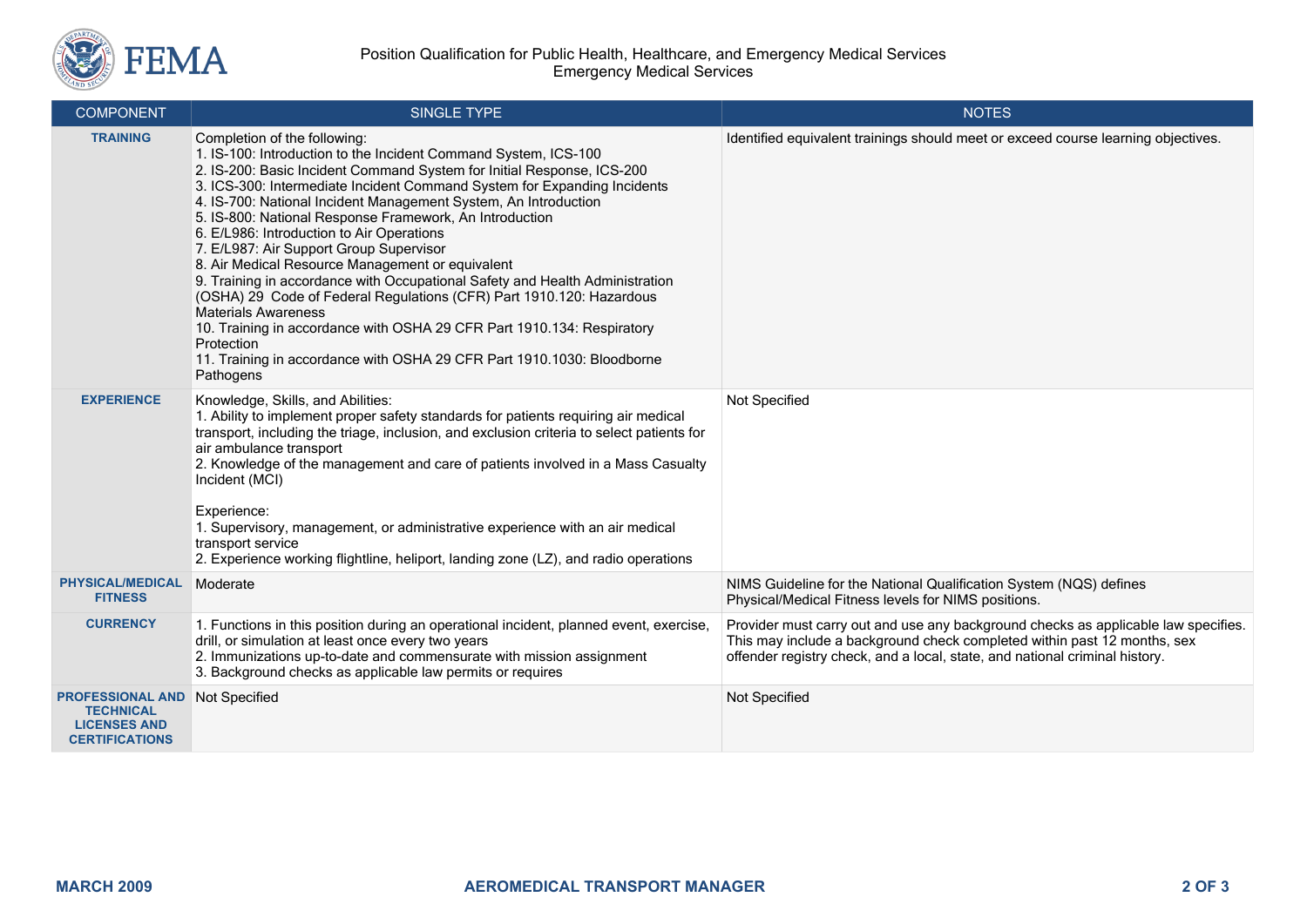| COMPONENT | SINGLE TYPE | NOTES |
|---|---|---|
| **TRAINING** | Completion of the following:<br>1. IS-100: Introduction to the Incident Command System, ICS-100<br>2. IS-200: Basic Incident Command System for Initial Response, ICS-200<br>3. ICS-300: Intermediate Incident Command System for Expanding Incidents<br>4. IS-700: National Incident Management System, An Introduction<br>5. IS-800: National Response Framework, An Introduction<br>6. E/L986: Introduction to Air Operations<br>7. E/L987: Air Support Group Supervisor<br>8. Air Medical Resource Management or equivalent<br>9. Training in accordance with Occupational Safety and Health Administration (OSHA) 29 Code of Federal Regulations (CFR) Part 1910.120: Hazardous Materials Awareness<br>10. Training in accordance with OSHA 29 CFR Part 1910.134: Respiratory Protection<br>11. Training in accordance with OSHA 29 CFR Part 1910.1030: Bloodborne Pathogens | Identified equivalent trainings should meet or exceed course learning objectives. |
| **EXPERIENCE** | Knowledge, Skills, and Abilities:<br>1. Ability to implement proper safety standards for patients requiring air medical transport, including the triage, inclusion, and exclusion criteria to select patients for air ambulance transport<br>2. Knowledge of the management and care of patients involved in a Mass Casualty Incident (MCI)<br><br>Experience:<br>1. Supervisory, management, or administrative experience with an air medical transport service<br>2. Experience working flightline, heliport, landing zone (LZ), and radio operations | Not Specified |
| **PHYSICAL/MEDICAL FITNESS** | Moderate | NIMS Guideline for the National Qualification System (NQS) defines Physical/Medical Fitness levels for NIMS positions. |
| **CURRENCY** | 1. Functions in this position during an operational incident, planned event, exercise, drill, or simulation at least once every two years<br>2. Immunizations up-to-date and commensurate with mission assignment<br>3. Background checks as applicable law permits or requires | Provider must carry out and use any background checks as applicable law specifies. This may include a background check completed within past 12 months, sex offender registry check, and a local, state, and national criminal history. |
| **PROFESSIONAL AND TECHNICAL LICENSES AND CERTIFICATIONS** | Not Specified | Not Specified |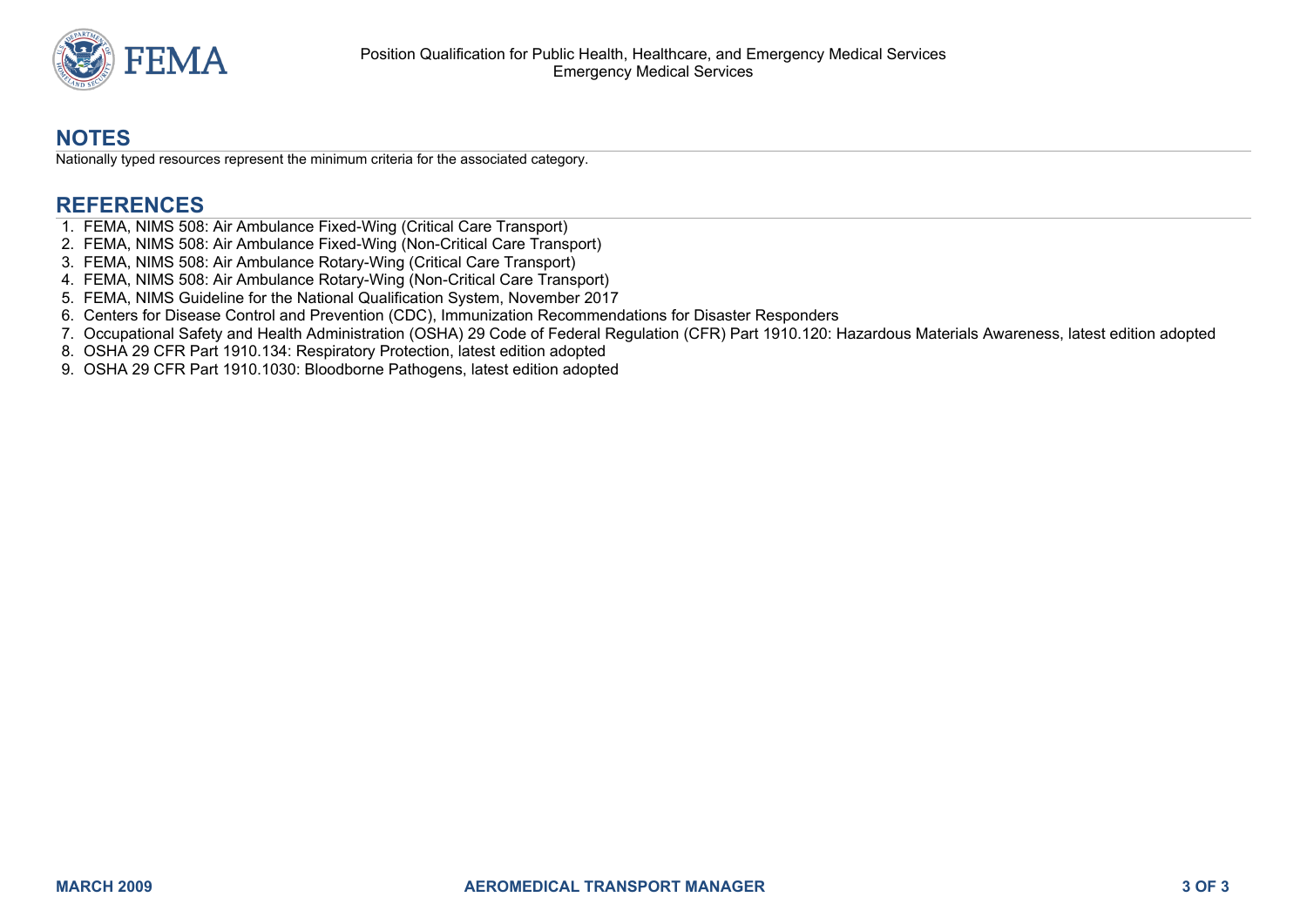## NOTES

Nationally typed resources represent the minimum criteria for the associated category.

## REFERENCES

1. FEMA, NIMS 508: Air Ambulance Fixed-Wing (Critical Care Transport)
2. FEMA, NIMS 508: Air Ambulance Fixed-Wing (Non-Critical Care Transport)
3. FEMA, NIMS 508: Air Ambulance Rotary-Wing (Critical Care Transport)
4. FEMA, NIMS 508: Air Ambulance Rotary-Wing (Non-Critical Care Transport)
5. FEMA, NIMS Guideline for the National Qualification System, November 2017
6. Centers for Disease Control and Prevention (CDC), Immunization Recommendations for Disaster Responders
7. Occupational Safety and Health Administration (OSHA) 29 Code of Federal Regulation (CFR) Part 1910.120: Hazardous Materials Awareness, latest edition adopted
8. OSHA 29 CFR Part 1910.134: Respiratory Protection, latest edition adopted
9. OSHA 29 CFR Part 1910.1030: Bloodborne Pathogens, latest edition adopted